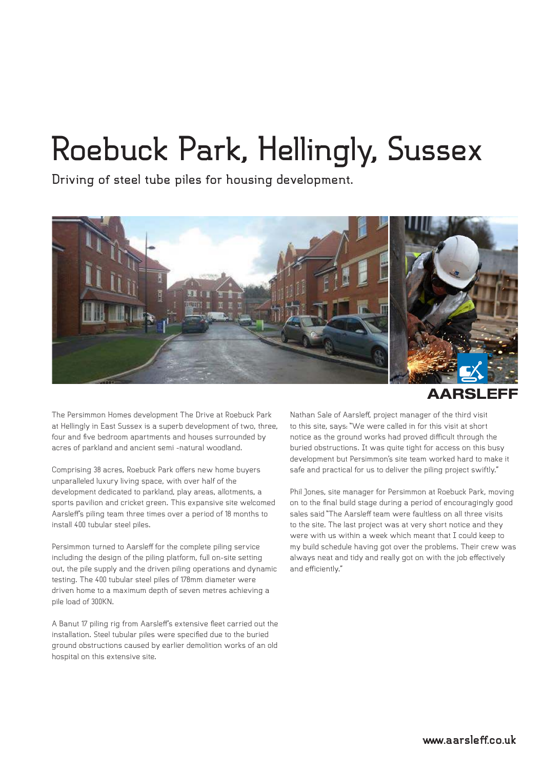# Roebuck Park, Hellingly, Sussex

## Driving of steel tube piles for housing development.

AARSLEFF

The Persimmon Homes development The Drive at Roebuck Park at Hellingly in East Sussex is a superb development of two, three, four and five bedroom apartments and houses surrounded by acres of parkland and ancient semi -natural woodland.

Comprising 38 acres, Roebuck Park offers new home buyers unparalleled luxury living space, with over half of the development dedicated to parkland, play areas, allotments, a sports pavilion and cricket green. This expansive site welcomed Aarsleff's piling team three times over a period of 18 months to install 400 tubular steel piles.

Persimmon turned to Aarsleff for the complete piling service including the design of the piling platform, full on-site setting out, the pile supply and the driven piling operations and dynamic testing. The 400 tubular steel piles of 178mm diameter were driven home to a maximum depth of seven metres achieving a pile load of 300KN.

A Banut 17 piling rig from Aarsleff's extensive fleet carried out the installation. Steel tubular piles were specified due to the buried ground obstructions caused by earlier demolition works of an old hospital on this extensive site.

Nathan Sale of Aarsleff, project manager of the third visit to this site, says: "We were called in for this visit at short notice as the ground works had proved difficult through the buried obstructions. It was quite tight for access on this busy development but Persimmon's site team worked hard to make it safe and practical for us to deliver the piling project swiftly."

Phil Jones, site manager for Persimmon at Roebuck Park, moving on to the final build stage during a period of encouragingly good sales said "The Aarsleff team were faultless on all three visits to the site. The last project was at very short notice and they were with us within a week which meant that I could keep to my build schedule having got over the problems. Their crew was always neat and tidy and really got on with the job effectively and efficiently."

www.aarsleff.co.uk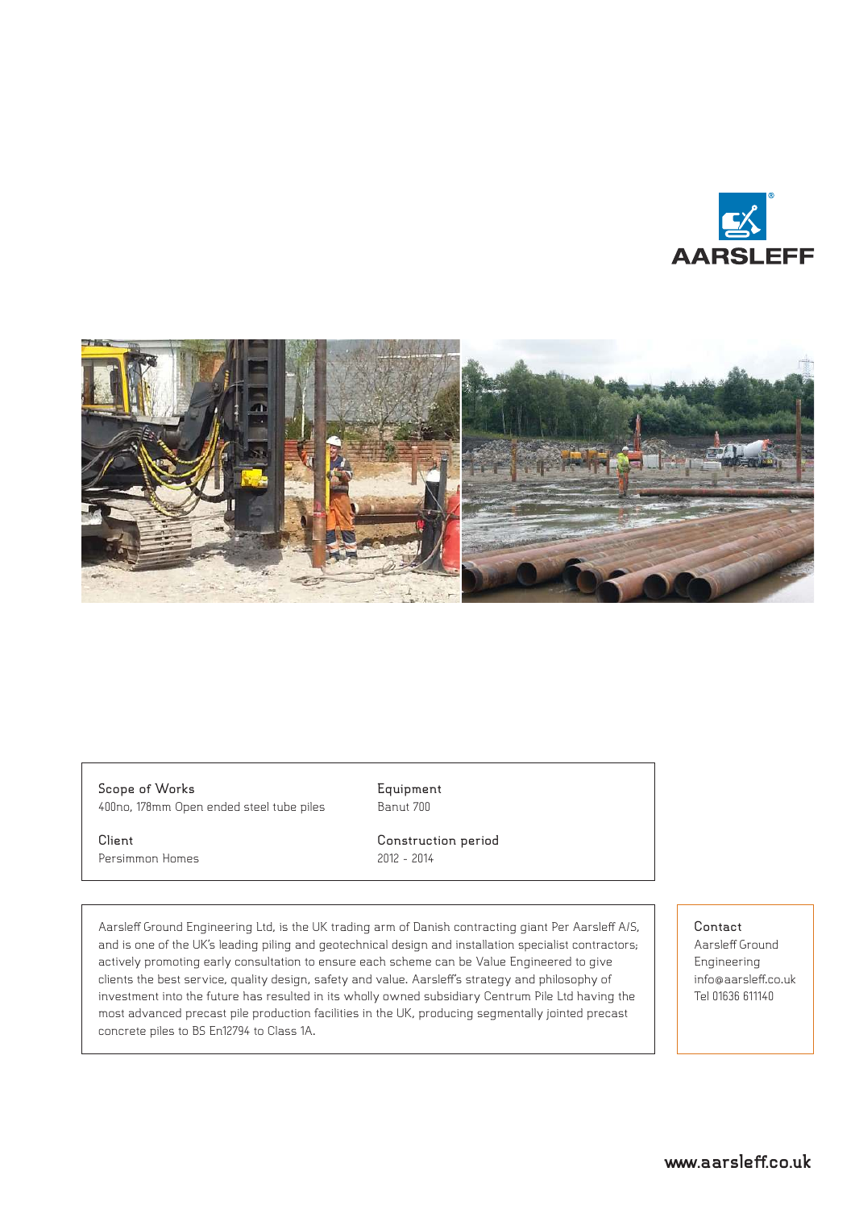AARSLEFF

| | |
|---|---|
| **Scope of Works**<br>400no, 178mm Open ended steel tube piles | **Equipment**<br>Banut 700 |
| **Client**<br>Persimmon Homes | **Construction period**<br>2012 - 2014 |

Aarsleff Ground Engineering Ltd, is the UK trading arm of Danish contracting giant Per Aarsleff A/S, and is one of the UK's leading piling and geotechnical design and installation specialist contractors; actively promoting early consultation to ensure each scheme can be Value Engineered to give clients the best service, quality design, safety and value. Aarsleff's strategy and philosophy of investment into the future has resulted in its wholly owned subsidiary Centrum Pile Ltd having the most advanced precast pile production facilities in the UK, producing segmentally jointed precast concrete piles to BS En12794 to Class 1A.

**Contact**
Aarsleff Ground Engineering
info@aarsleff.co.uk
Tel 01636 611140

www.aarsleff.co.uk